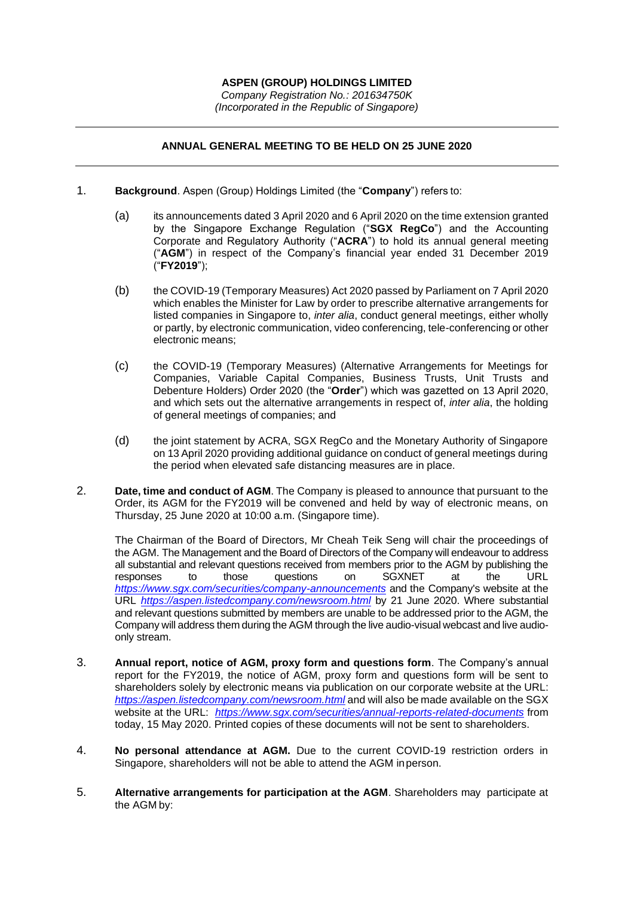**ASPEN (GROUP) HOLDINGS LIMITED**

*Company Registration No.: 201634750K*
*(Incorporated in the Republic of Singapore)*

---

**ANNUAL GENERAL MEETING TO BE HELD ON 25 JUNE 2020**

---

1. **Background**. Aspen (Group) Holdings Limited (the "**Company**") refers to:

   (a) its announcements dated 3 April 2020 and 6 April 2020 on the time extension granted by the Singapore Exchange Regulation ("**SGX RegCo**") and the Accounting Corporate and Regulatory Authority ("**ACRA**") to hold its annual general meeting ("**AGM**") in respect of the Company's financial year ended 31 December 2019 ("**FY2019**");

   (b) the COVID-19 (Temporary Measures) Act 2020 passed by Parliament on 7 April 2020 which enables the Minister for Law by order to prescribe alternative arrangements for listed companies in Singapore to, *inter alia*, conduct general meetings, either wholly or partly, by electronic communication, video conferencing, tele-conferencing or other electronic means;

   (c) the COVID-19 (Temporary Measures) (Alternative Arrangements for Meetings for Companies, Variable Capital Companies, Business Trusts, Unit Trusts and Debenture Holders) Order 2020 (the "**Order**") which was gazetted on 13 April 2020, and which sets out the alternative arrangements in respect of, *inter alia*, the holding of general meetings of companies; and

   (d) the joint statement by ACRA, SGX RegCo and the Monetary Authority of Singapore on 13 April 2020 providing additional guidance on conduct of general meetings during the period when elevated safe distancing measures are in place.

2. **Date, time and conduct of AGM**. The Company is pleased to announce that pursuant to the Order, its AGM for the FY2019 will be convened and held by way of electronic means, on Thursday, 25 June 2020 at 10:00 a.m. (Singapore time).

   The Chairman of the Board of Directors, Mr Cheah Teik Seng will chair the proceedings of the AGM. The Management and the Board of Directors of the Company will endeavour to address all substantial and relevant questions received from members prior to the AGM by publishing the responses to those questions on SGXNET at the URL *https://www.sgx.com/securities/company-announcements* and the Company's website at the URL *https://aspen.listedcompany.com/newsroom.html* by 21 June 2020. Where substantial and relevant questions submitted by members are unable to be addressed prior to the AGM, the Company will address them during the AGM through the live audio-visual webcast and live audio-only stream.

3. **Annual report, notice of AGM, proxy form and questions form**. The Company's annual report for the FY2019, the notice of AGM, proxy form and questions form will be sent to shareholders solely by electronic means via publication on our corporate website at the URL: *https://aspen.listedcompany.com/newsroom.html* and will also be made available on the SGX website at the URL: *https://www.sgx.com/securities/annual-reports-related-documents* from today, 15 May 2020. Printed copies of these documents will not be sent to shareholders.

4. **No personal attendance at AGM.** Due to the current COVID-19 restriction orders in Singapore, shareholders will not be able to attend the AGM in person.

5. **Alternative arrangements for participation at the AGM**. Shareholders may participate at the AGM by: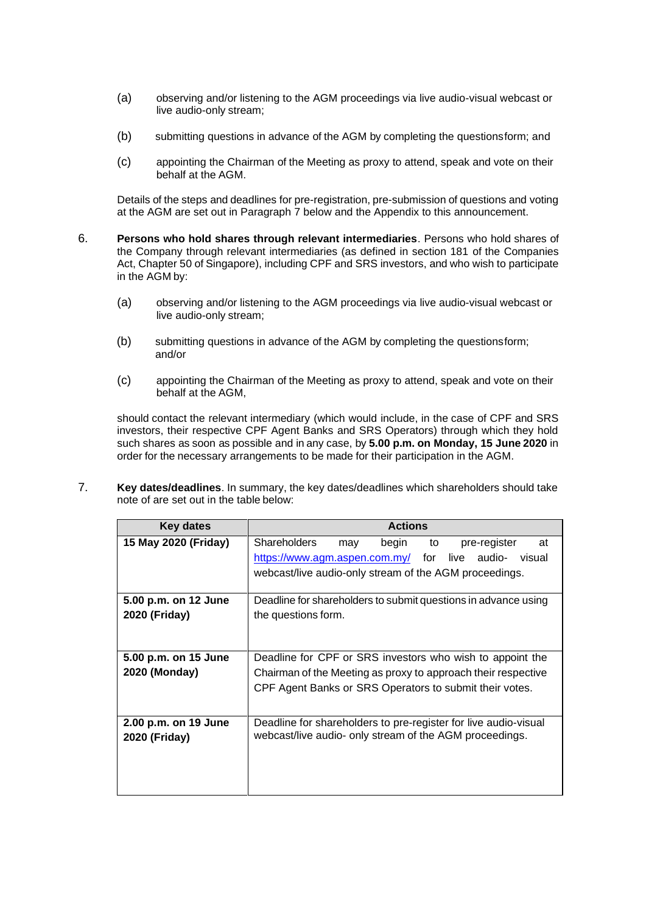(a) observing and/or listening to the AGM proceedings via live audio-visual webcast or live audio-only stream;

(b) submitting questions in advance of the AGM by completing the questionsform; and

(c) appointing the Chairman of the Meeting as proxy to attend, speak and vote on their behalf at the AGM.

Details of the steps and deadlines for pre-registration, pre-submission of questions and voting at the AGM are set out in Paragraph 7 below and the Appendix to this announcement.

6. **Persons who hold shares through relevant intermediaries**. Persons who hold shares of the Company through relevant intermediaries (as defined in section 181 of the Companies Act, Chapter 50 of Singapore), including CPF and SRS investors, and who wish to participate in the AGM by:

   (a) observing and/or listening to the AGM proceedings via live audio-visual webcast or live audio-only stream;

   (b) submitting questions in advance of the AGM by completing the questionsform; and/or

   (c) appointing the Chairman of the Meeting as proxy to attend, speak and vote on their behalf at the AGM,

   should contact the relevant intermediary (which would include, in the case of CPF and SRS investors, their respective CPF Agent Banks and SRS Operators) through which they hold such shares as soon as possible and in any case, by **5.00 p.m. on Monday, 15 June 2020** in order for the necessary arrangements to be made for their participation in the AGM.

7. **Key dates/deadlines**. In summary, the key dates/deadlines which shareholders should take note of are set out in the table below:

| Key dates | Actions |
|---|---|
| **15 May 2020 (Friday)** | Shareholders may begin to pre-register at https://www.agm.aspen.com.my/ for live audio- visual webcast/live audio-only stream of the AGM proceedings. |
| **5.00 p.m. on 12 June 2020 (Friday)** | Deadline for shareholders to submit questions in advance using the questions form. |
| **5.00 p.m. on 15 June 2020 (Monday)** | Deadline for CPF or SRS investors who wish to appoint the Chairman of the Meeting as proxy to approach their respective CPF Agent Banks or SRS Operators to submit their votes. |
| **2.00 p.m. on 19 June 2020 (Friday)** | Deadline for shareholders to pre-register for live audio-visual webcast/live audio- only stream of the AGM proceedings. |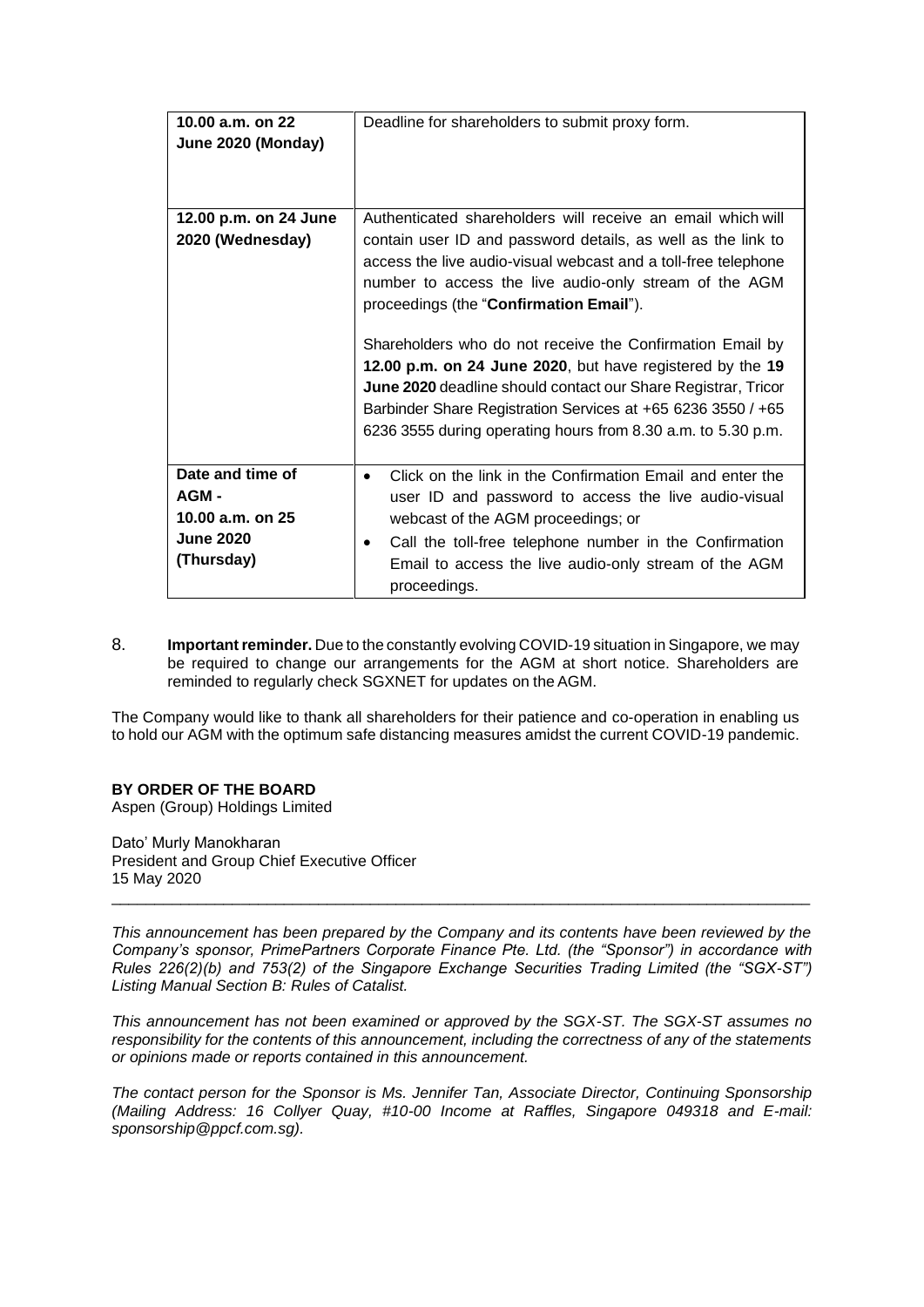| | |
|---|---|
| **10.00 a.m. on 22 June 2020 (Monday)** | Deadline for shareholders to submit proxy form. |
| **12.00 p.m. on 24 June 2020 (Wednesday)** | Authenticated shareholders will receive an email which will contain user ID and password details, as well as the link to access the live audio-visual webcast and a toll-free telephone number to access the live audio-only stream of the AGM proceedings (the "**Confirmation Email**").<br><br>Shareholders who do not receive the Confirmation Email by **12.00 p.m. on 24 June 2020**, but have registered by the **19 June 2020** deadline should contact our Share Registrar, Tricor Barbinder Share Registration Services at +65 6236 3550 / +65 6236 3555 during operating hours from 8.30 a.m. to 5.30 p.m. |
| **Date and time of AGM - 10.00 a.m. on 25 June 2020 (Thursday)** | • Click on the link in the Confirmation Email and enter the user ID and password to access the live audio-visual webcast of the AGM proceedings; or<br>• Call the toll-free telephone number in the Confirmation Email to access the live audio-only stream of the AGM proceedings. |

8. **Important reminder.** Due to the constantly evolving COVID-19 situation in Singapore, we may be required to change our arrangements for the AGM at short notice. Shareholders are reminded to regularly check SGXNET for updates on the AGM.

The Company would like to thank all shareholders for their patience and co-operation in enabling us to hold our AGM with the optimum safe distancing measures amidst the current COVID-19 pandemic.

**BY ORDER OF THE BOARD**
Aspen (Group) Holdings Limited

Dato' Murly Manokharan
President and Group Chief Executive Officer
15 May 2020

---

*This announcement has been prepared by the Company and its contents have been reviewed by the Company's sponsor, PrimePartners Corporate Finance Pte. Ltd. (the "Sponsor") in accordance with Rules 226(2)(b) and 753(2) of the Singapore Exchange Securities Trading Limited (the "SGX-ST") Listing Manual Section B: Rules of Catalist.*

*This announcement has not been examined or approved by the SGX-ST. The SGX-ST assumes no responsibility for the contents of this announcement, including the correctness of any of the statements or opinions made or reports contained in this announcement.*

*The contact person for the Sponsor is Ms. Jennifer Tan, Associate Director, Continuing Sponsorship (Mailing Address: 16 Collyer Quay, #10-00 Income at Raffles, Singapore 049318 and E-mail: sponsorship@ppcf.com.sg).*